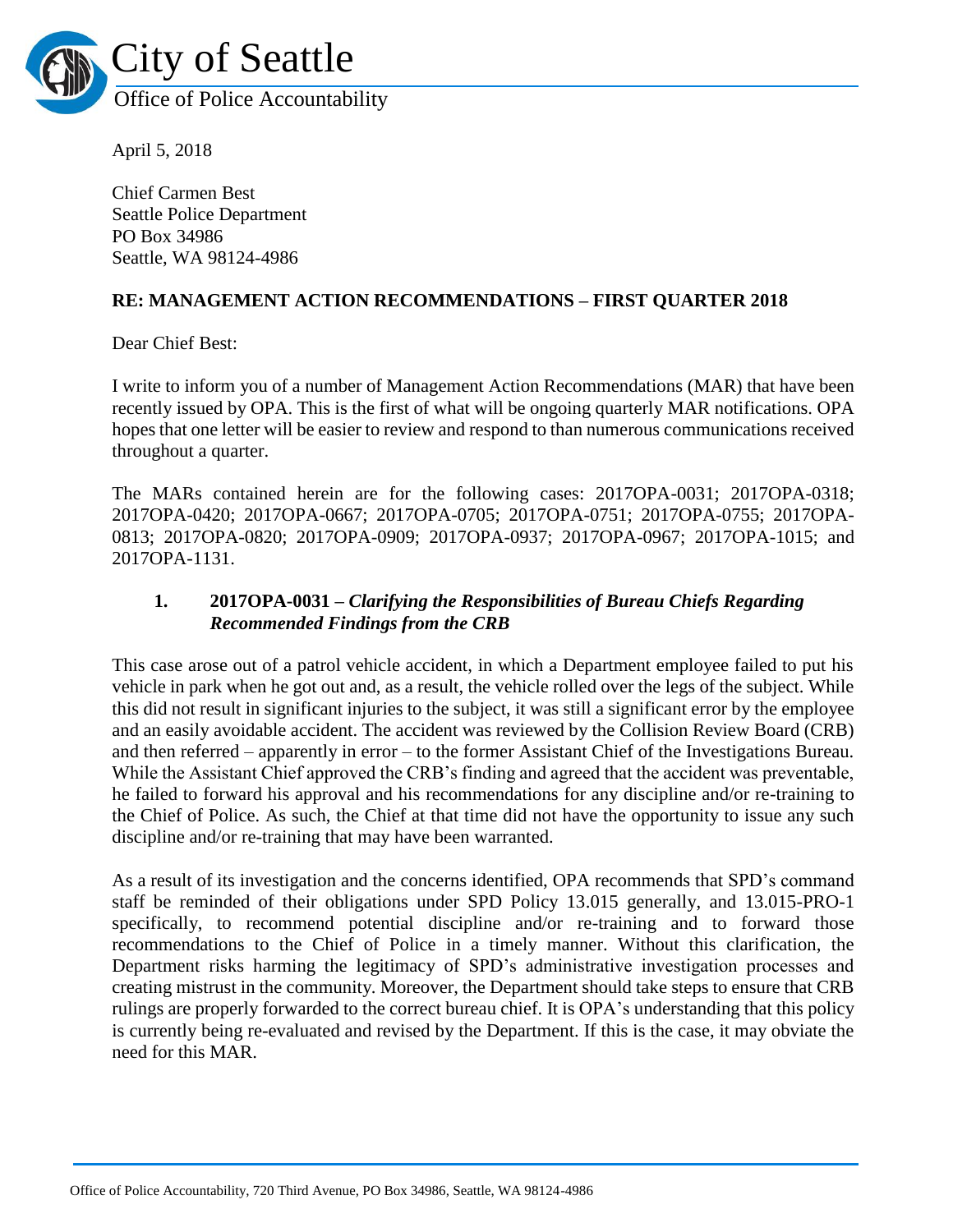# City of Seattle

Office of Police Accountability

April 5, 2018

Chief Carmen Best
Seattle Police Department
PO Box 34986
Seattle, WA 98124-4986

**RE: MANAGEMENT ACTION RECOMMENDATIONS – FIRST QUARTER 2018**

Dear Chief Best:

I write to inform you of a number of Management Action Recommendations (MAR) that have been recently issued by OPA. This is the first of what will be ongoing quarterly MAR notifications. OPA hopes that one letter will be easier to review and respond to than numerous communications received throughout a quarter.

The MARs contained herein are for the following cases: 2017OPA-0031; 2017OPA-0318; 2017OPA-0420; 2017OPA-0667; 2017OPA-0705; 2017OPA-0751; 2017OPA-0755; 2017OPA-0813; 2017OPA-0820; 2017OPA-0909; 2017OPA-0937; 2017OPA-0967; 2017OPA-1015; and 2017OPA-1131.

## 1. 2017OPA-0031 – *Clarifying the Responsibilities of Bureau Chiefs Regarding Recommended Findings from the CRB*

This case arose out of a patrol vehicle accident, in which a Department employee failed to put his vehicle in park when he got out and, as a result, the vehicle rolled over the legs of the subject. While this did not result in significant injuries to the subject, it was still a significant error by the employee and an easily avoidable accident. The accident was reviewed by the Collision Review Board (CRB) and then referred – apparently in error – to the former Assistant Chief of the Investigations Bureau. While the Assistant Chief approved the CRB's finding and agreed that the accident was preventable, he failed to forward his approval and his recommendations for any discipline and/or re-training to the Chief of Police. As such, the Chief at that time did not have the opportunity to issue any such discipline and/or re-training that may have been warranted.

As a result of its investigation and the concerns identified, OPA recommends that SPD's command staff be reminded of their obligations under SPD Policy 13.015 generally, and 13.015-PRO-1 specifically, to recommend potential discipline and/or re-training and to forward those recommendations to the Chief of Police in a timely manner. Without this clarification, the Department risks harming the legitimacy of SPD's administrative investigation processes and creating mistrust in the community. Moreover, the Department should take steps to ensure that CRB rulings are properly forwarded to the correct bureau chief. It is OPA's understanding that this policy is currently being re-evaluated and revised by the Department. If this is the case, it may obviate the need for this MAR.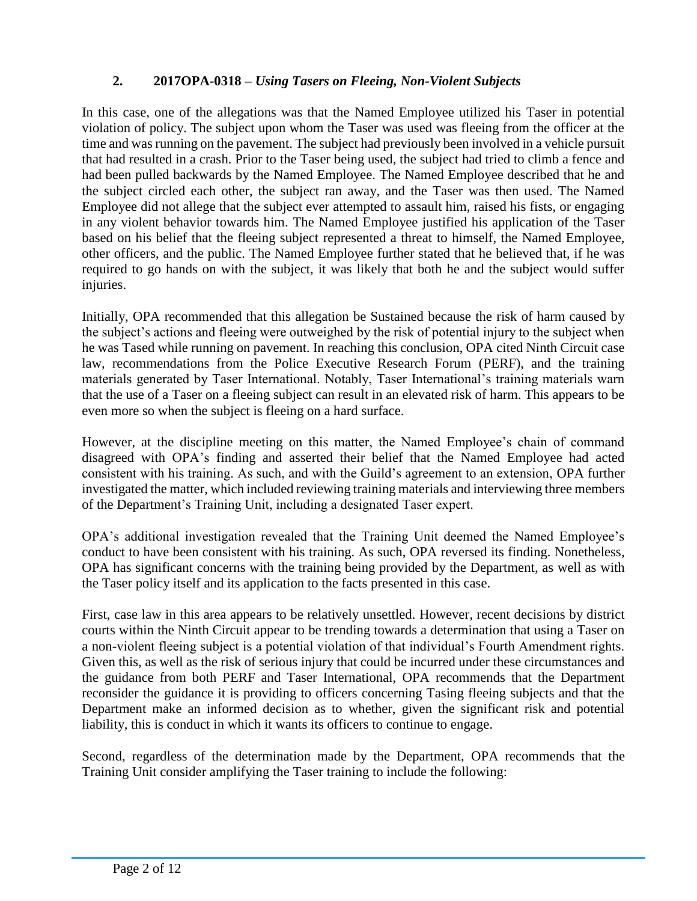## 2. 2017OPA-0318 – *Using Tasers on Fleeing, Non-Violent Subjects*

In this case, one of the allegations was that the Named Employee utilized his Taser in potential violation of policy. The subject upon whom the Taser was used was fleeing from the officer at the time and was running on the pavement. The subject had previously been involved in a vehicle pursuit that had resulted in a crash. Prior to the Taser being used, the subject had tried to climb a fence and had been pulled backwards by the Named Employee. The Named Employee described that he and the subject circled each other, the subject ran away, and the Taser was then used. The Named Employee did not allege that the subject ever attempted to assault him, raised his fists, or engaging in any violent behavior towards him. The Named Employee justified his application of the Taser based on his belief that the fleeing subject represented a threat to himself, the Named Employee, other officers, and the public. The Named Employee further stated that he believed that, if he was required to go hands on with the subject, it was likely that both he and the subject would suffer injuries.

Initially, OPA recommended that this allegation be Sustained because the risk of harm caused by the subject's actions and fleeing were outweighed by the risk of potential injury to the subject when he was Tased while running on pavement. In reaching this conclusion, OPA cited Ninth Circuit case law, recommendations from the Police Executive Research Forum (PERF), and the training materials generated by Taser International. Notably, Taser International's training materials warn that the use of a Taser on a fleeing subject can result in an elevated risk of harm. This appears to be even more so when the subject is fleeing on a hard surface.

However, at the discipline meeting on this matter, the Named Employee's chain of command disagreed with OPA's finding and asserted their belief that the Named Employee had acted consistent with his training. As such, and with the Guild's agreement to an extension, OPA further investigated the matter, which included reviewing training materials and interviewing three members of the Department's Training Unit, including a designated Taser expert.

OPA's additional investigation revealed that the Training Unit deemed the Named Employee's conduct to have been consistent with his training. As such, OPA reversed its finding. Nonetheless, OPA has significant concerns with the training being provided by the Department, as well as with the Taser policy itself and its application to the facts presented in this case.

First, case law in this area appears to be relatively unsettled. However, recent decisions by district courts within the Ninth Circuit appear to be trending towards a determination that using a Taser on a non-violent fleeing subject is a potential violation of that individual's Fourth Amendment rights. Given this, as well as the risk of serious injury that could be incurred under these circumstances and the guidance from both PERF and Taser International, OPA recommends that the Department reconsider the guidance it is providing to officers concerning Tasing fleeing subjects and that the Department make an informed decision as to whether, given the significant risk and potential liability, this is conduct in which it wants its officers to continue to engage.

Second, regardless of the determination made by the Department, OPA recommends that the Training Unit consider amplifying the Taser training to include the following: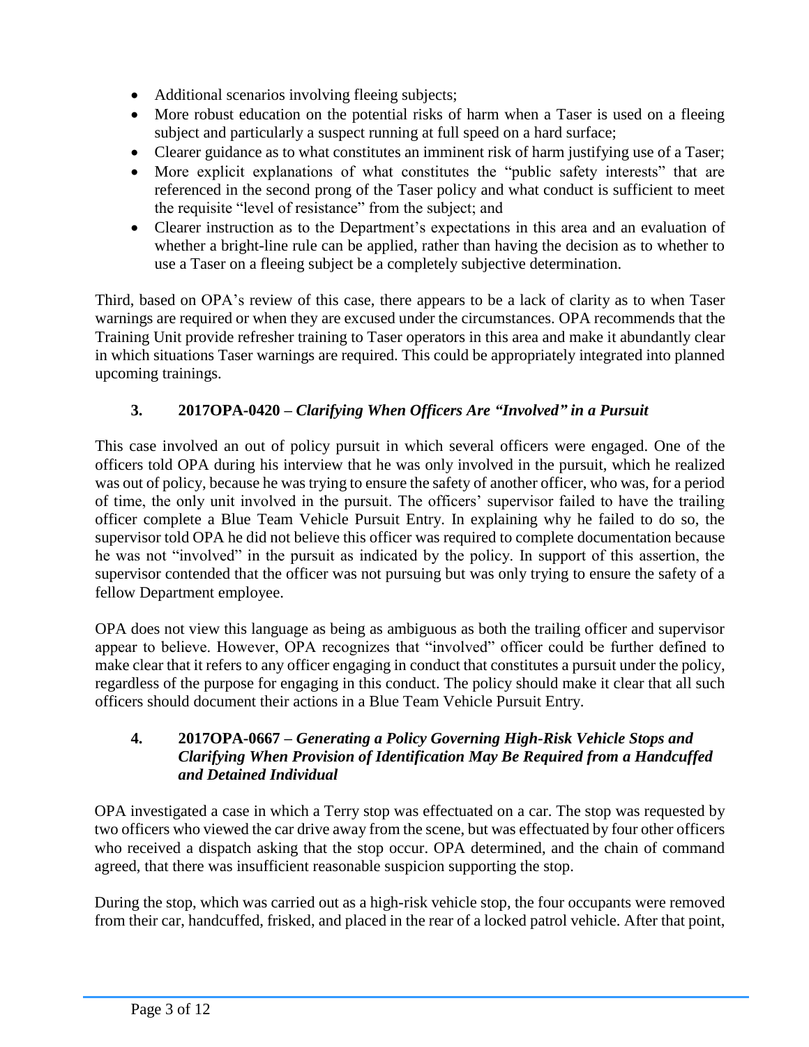- Additional scenarios involving fleeing subjects;
- More robust education on the potential risks of harm when a Taser is used on a fleeing subject and particularly a suspect running at full speed on a hard surface;
- Clearer guidance as to what constitutes an imminent risk of harm justifying use of a Taser;
- More explicit explanations of what constitutes the "public safety interests" that are referenced in the second prong of the Taser policy and what conduct is sufficient to meet the requisite "level of resistance" from the subject; and
- Clearer instruction as to the Department's expectations in this area and an evaluation of whether a bright-line rule can be applied, rather than having the decision as to whether to use a Taser on a fleeing subject be a completely subjective determination.

Third, based on OPA's review of this case, there appears to be a lack of clarity as to when Taser warnings are required or when they are excused under the circumstances. OPA recommends that the Training Unit provide refresher training to Taser operators in this area and make it abundantly clear in which situations Taser warnings are required. This could be appropriately integrated into planned upcoming trainings.

### 3. 2017OPA-0420 – *Clarifying When Officers Are "Involved" in a Pursuit*

This case involved an out of policy pursuit in which several officers were engaged. One of the officers told OPA during his interview that he was only involved in the pursuit, which he realized was out of policy, because he was trying to ensure the safety of another officer, who was, for a period of time, the only unit involved in the pursuit. The officers' supervisor failed to have the trailing officer complete a Blue Team Vehicle Pursuit Entry. In explaining why he failed to do so, the supervisor told OPA he did not believe this officer was required to complete documentation because he was not "involved" in the pursuit as indicated by the policy. In support of this assertion, the supervisor contended that the officer was not pursuing but was only trying to ensure the safety of a fellow Department employee.

OPA does not view this language as being as ambiguous as both the trailing officer and supervisor appear to believe. However, OPA recognizes that "involved" officer could be further defined to make clear that it refers to any officer engaging in conduct that constitutes a pursuit under the policy, regardless of the purpose for engaging in this conduct. The policy should make it clear that all such officers should document their actions in a Blue Team Vehicle Pursuit Entry.

### 4. 2017OPA-0667 – *Generating a Policy Governing High-Risk Vehicle Stops and Clarifying When Provision of Identification May Be Required from a Handcuffed and Detained Individual*

OPA investigated a case in which a Terry stop was effectuated on a car. The stop was requested by two officers who viewed the car drive away from the scene, but was effectuated by four other officers who received a dispatch asking that the stop occur. OPA determined, and the chain of command agreed, that there was insufficient reasonable suspicion supporting the stop.

During the stop, which was carried out as a high-risk vehicle stop, the four occupants were removed from their car, handcuffed, frisked, and placed in the rear of a locked patrol vehicle. After that point,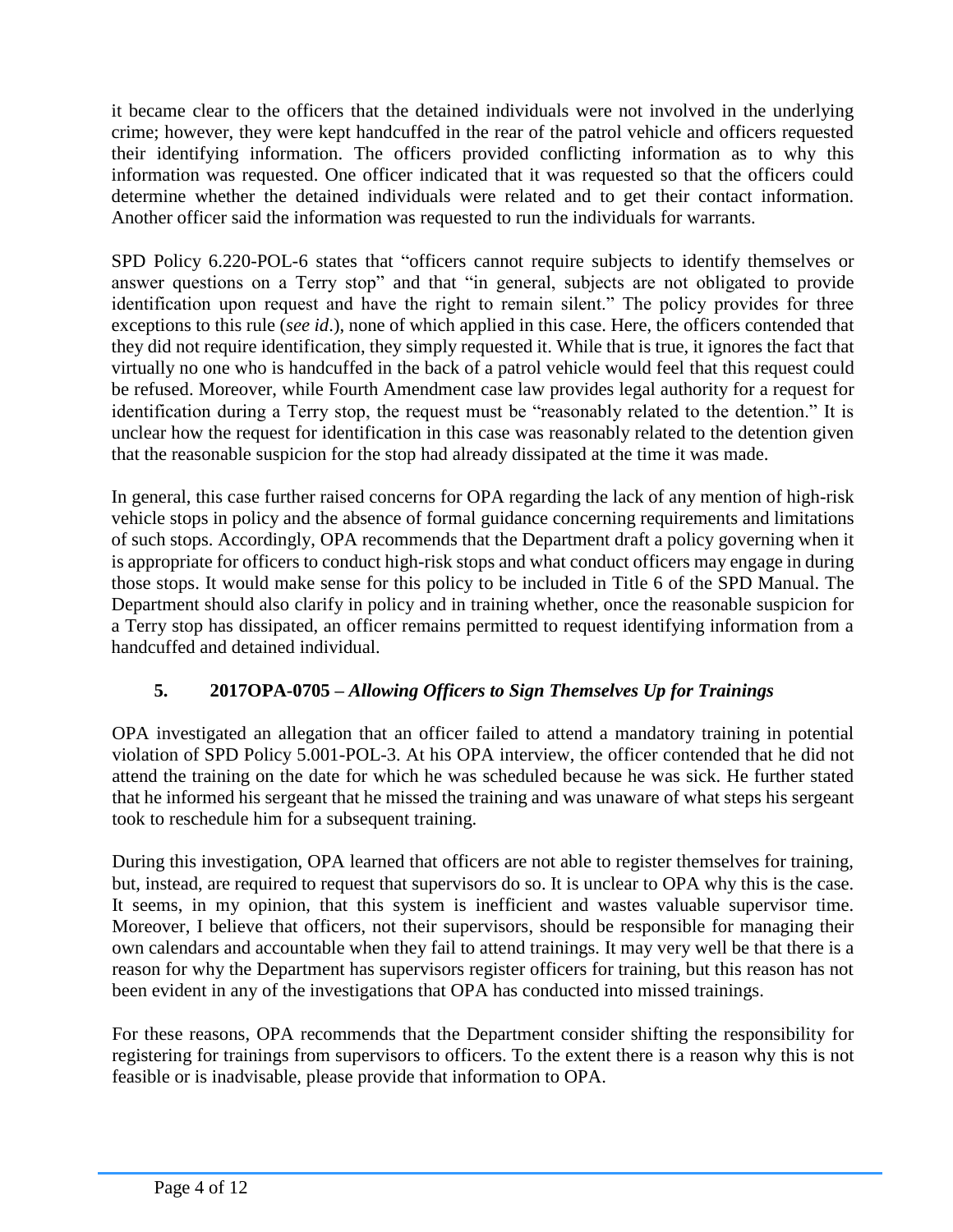it became clear to the officers that the detained individuals were not involved in the underlying crime; however, they were kept handcuffed in the rear of the patrol vehicle and officers requested their identifying information. The officers provided conflicting information as to why this information was requested. One officer indicated that it was requested so that the officers could determine whether the detained individuals were related and to get their contact information. Another officer said the information was requested to run the individuals for warrants.

SPD Policy 6.220-POL-6 states that "officers cannot require subjects to identify themselves or answer questions on a Terry stop" and that "in general, subjects are not obligated to provide identification upon request and have the right to remain silent." The policy provides for three exceptions to this rule (*see id*.), none of which applied in this case. Here, the officers contended that they did not require identification, they simply requested it. While that is true, it ignores the fact that virtually no one who is handcuffed in the back of a patrol vehicle would feel that this request could be refused. Moreover, while Fourth Amendment case law provides legal authority for a request for identification during a Terry stop, the request must be "reasonably related to the detention." It is unclear how the request for identification in this case was reasonably related to the detention given that the reasonable suspicion for the stop had already dissipated at the time it was made.

In general, this case further raised concerns for OPA regarding the lack of any mention of high-risk vehicle stops in policy and the absence of formal guidance concerning requirements and limitations of such stops. Accordingly, OPA recommends that the Department draft a policy governing when it is appropriate for officers to conduct high-risk stops and what conduct officers may engage in during those stops. It would make sense for this policy to be included in Title 6 of the SPD Manual. The Department should also clarify in policy and in training whether, once the reasonable suspicion for a Terry stop has dissipated, an officer remains permitted to request identifying information from a handcuffed and detained individual.

### 5. 2017OPA-0705 – *Allowing Officers to Sign Themselves Up for Trainings*

OPA investigated an allegation that an officer failed to attend a mandatory training in potential violation of SPD Policy 5.001-POL-3. At his OPA interview, the officer contended that he did not attend the training on the date for which he was scheduled because he was sick. He further stated that he informed his sergeant that he missed the training and was unaware of what steps his sergeant took to reschedule him for a subsequent training.

During this investigation, OPA learned that officers are not able to register themselves for training, but, instead, are required to request that supervisors do so. It is unclear to OPA why this is the case. It seems, in my opinion, that this system is inefficient and wastes valuable supervisor time. Moreover, I believe that officers, not their supervisors, should be responsible for managing their own calendars and accountable when they fail to attend trainings. It may very well be that there is a reason for why the Department has supervisors register officers for training, but this reason has not been evident in any of the investigations that OPA has conducted into missed trainings.

For these reasons, OPA recommends that the Department consider shifting the responsibility for registering for trainings from supervisors to officers. To the extent there is a reason why this is not feasible or is inadvisable, please provide that information to OPA.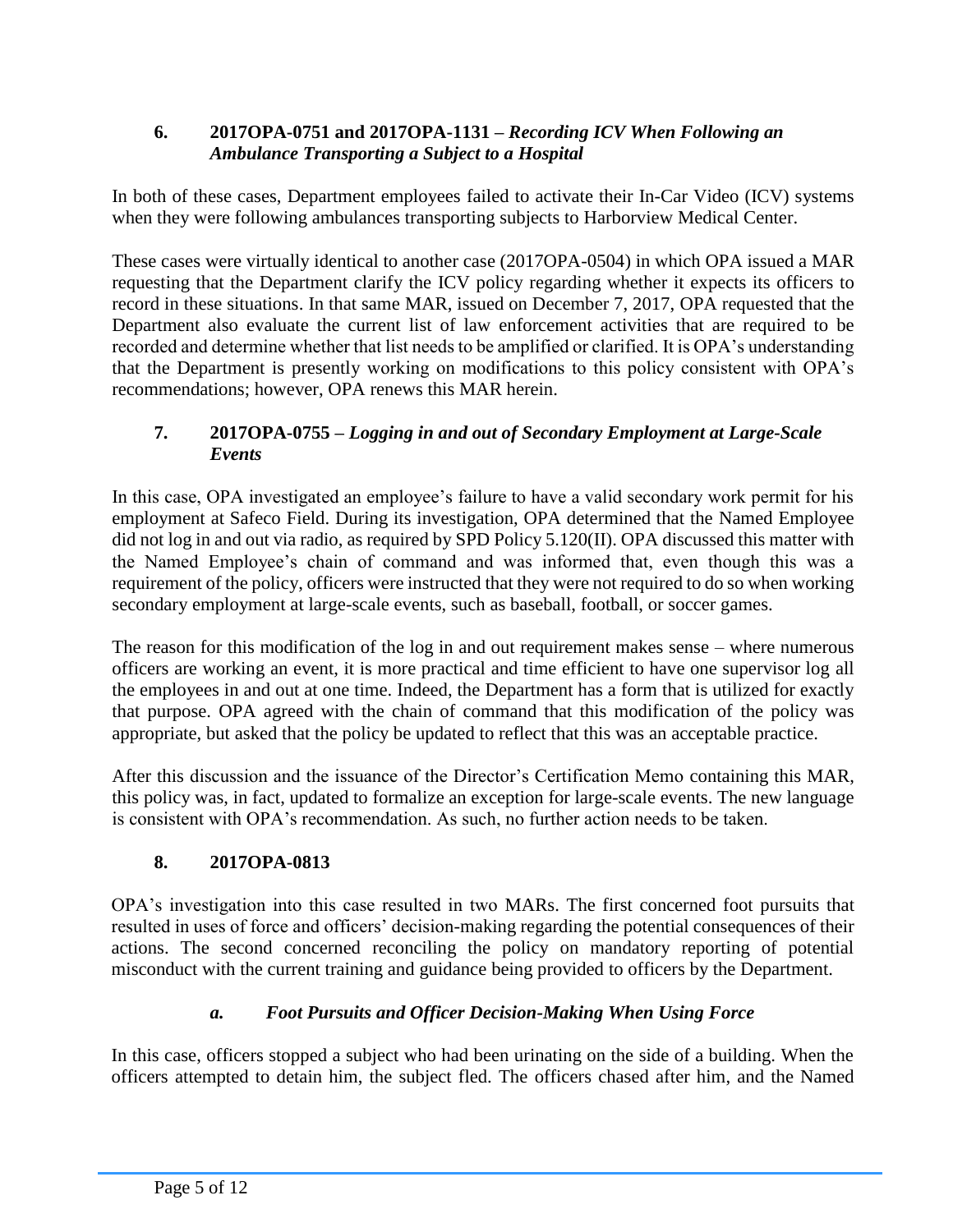### 6. 2017OPA-0751 and 2017OPA-1131 – *Recording ICV When Following an Ambulance Transporting a Subject to a Hospital*

In both of these cases, Department employees failed to activate their In-Car Video (ICV) systems when they were following ambulances transporting subjects to Harborview Medical Center.

These cases were virtually identical to another case (2017OPA-0504) in which OPA issued a MAR requesting that the Department clarify the ICV policy regarding whether it expects its officers to record in these situations. In that same MAR, issued on December 7, 2017, OPA requested that the Department also evaluate the current list of law enforcement activities that are required to be recorded and determine whether that list needs to be amplified or clarified. It is OPA's understanding that the Department is presently working on modifications to this policy consistent with OPA's recommendations; however, OPA renews this MAR herein.

### 7. 2017OPA-0755 – *Logging in and out of Secondary Employment at Large-Scale Events*

In this case, OPA investigated an employee's failure to have a valid secondary work permit for his employment at Safeco Field. During its investigation, OPA determined that the Named Employee did not log in and out via radio, as required by SPD Policy 5.120(II). OPA discussed this matter with the Named Employee's chain of command and was informed that, even though this was a requirement of the policy, officers were instructed that they were not required to do so when working secondary employment at large-scale events, such as baseball, football, or soccer games.

The reason for this modification of the log in and out requirement makes sense – where numerous officers are working an event, it is more practical and time efficient to have one supervisor log all the employees in and out at one time. Indeed, the Department has a form that is utilized for exactly that purpose. OPA agreed with the chain of command that this modification of the policy was appropriate, but asked that the policy be updated to reflect that this was an acceptable practice.

After this discussion and the issuance of the Director's Certification Memo containing this MAR, this policy was, in fact, updated to formalize an exception for large-scale events. The new language is consistent with OPA's recommendation. As such, no further action needs to be taken.

### 8. 2017OPA-0813

OPA's investigation into this case resulted in two MARs. The first concerned foot pursuits that resulted in uses of force and officers' decision-making regarding the potential consequences of their actions. The second concerned reconciling the policy on mandatory reporting of potential misconduct with the current training and guidance being provided to officers by the Department.

#### *a. Foot Pursuits and Officer Decision-Making When Using Force*

In this case, officers stopped a subject who had been urinating on the side of a building. When the officers attempted to detain him, the subject fled. The officers chased after him, and the Named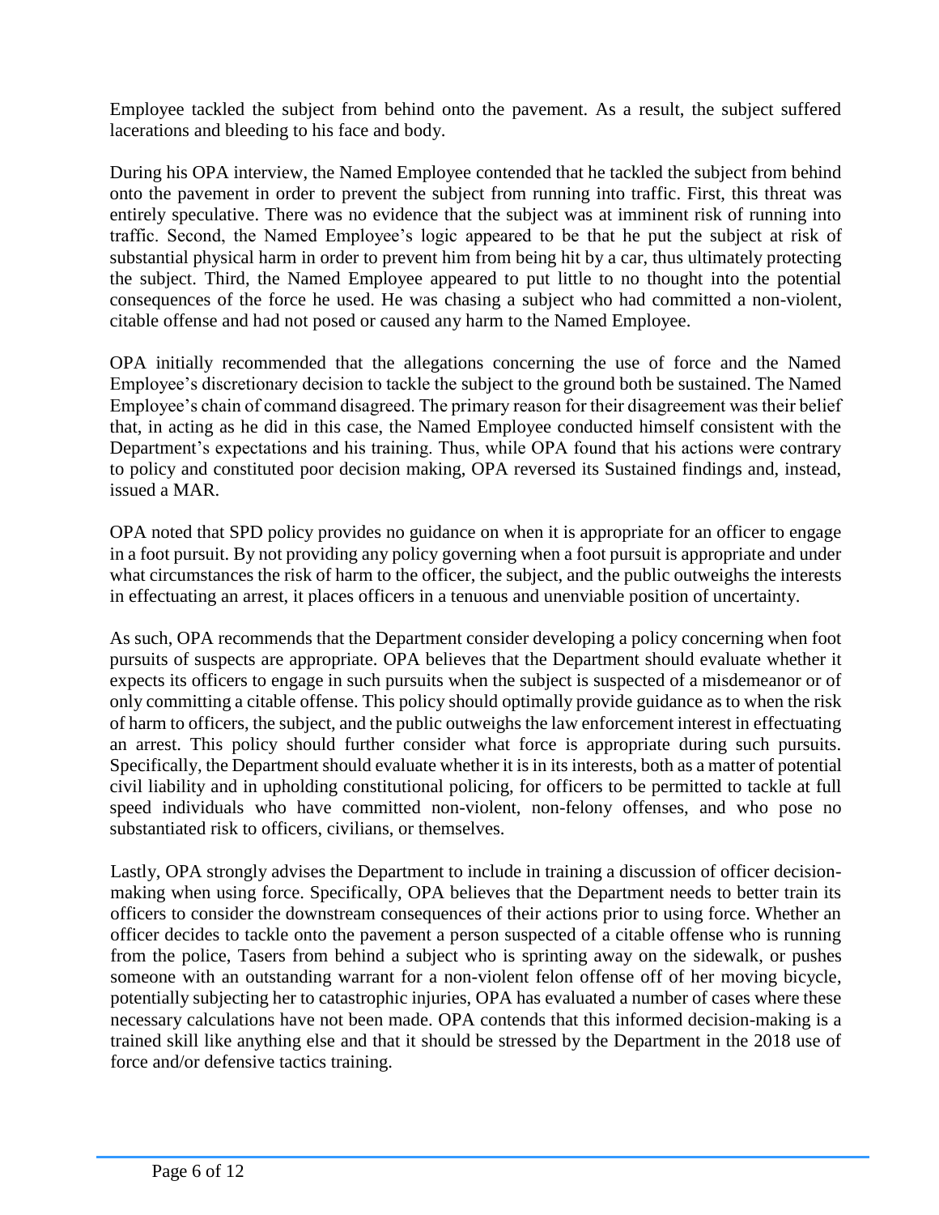Employee tackled the subject from behind onto the pavement. As a result, the subject suffered lacerations and bleeding to his face and body.

During his OPA interview, the Named Employee contended that he tackled the subject from behind onto the pavement in order to prevent the subject from running into traffic. First, this threat was entirely speculative. There was no evidence that the subject was at imminent risk of running into traffic. Second, the Named Employee's logic appeared to be that he put the subject at risk of substantial physical harm in order to prevent him from being hit by a car, thus ultimately protecting the subject. Third, the Named Employee appeared to put little to no thought into the potential consequences of the force he used. He was chasing a subject who had committed a non-violent, citable offense and had not posed or caused any harm to the Named Employee.

OPA initially recommended that the allegations concerning the use of force and the Named Employee's discretionary decision to tackle the subject to the ground both be sustained. The Named Employee's chain of command disagreed. The primary reason for their disagreement was their belief that, in acting as he did in this case, the Named Employee conducted himself consistent with the Department's expectations and his training. Thus, while OPA found that his actions were contrary to policy and constituted poor decision making, OPA reversed its Sustained findings and, instead, issued a MAR.

OPA noted that SPD policy provides no guidance on when it is appropriate for an officer to engage in a foot pursuit. By not providing any policy governing when a foot pursuit is appropriate and under what circumstances the risk of harm to the officer, the subject, and the public outweighs the interests in effectuating an arrest, it places officers in a tenuous and unenviable position of uncertainty.

As such, OPA recommends that the Department consider developing a policy concerning when foot pursuits of suspects are appropriate. OPA believes that the Department should evaluate whether it expects its officers to engage in such pursuits when the subject is suspected of a misdemeanor or of only committing a citable offense. This policy should optimally provide guidance as to when the risk of harm to officers, the subject, and the public outweighs the law enforcement interest in effectuating an arrest. This policy should further consider what force is appropriate during such pursuits. Specifically, the Department should evaluate whether it is in its interests, both as a matter of potential civil liability and in upholding constitutional policing, for officers to be permitted to tackle at full speed individuals who have committed non-violent, non-felony offenses, and who pose no substantiated risk to officers, civilians, or themselves.

Lastly, OPA strongly advises the Department to include in training a discussion of officer decision-making when using force. Specifically, OPA believes that the Department needs to better train its officers to consider the downstream consequences of their actions prior to using force. Whether an officer decides to tackle onto the pavement a person suspected of a citable offense who is running from the police, Tasers from behind a subject who is sprinting away on the sidewalk, or pushes someone with an outstanding warrant for a non-violent felon offense off of her moving bicycle, potentially subjecting her to catastrophic injuries, OPA has evaluated a number of cases where these necessary calculations have not been made. OPA contends that this informed decision-making is a trained skill like anything else and that it should be stressed by the Department in the 2018 use of force and/or defensive tactics training.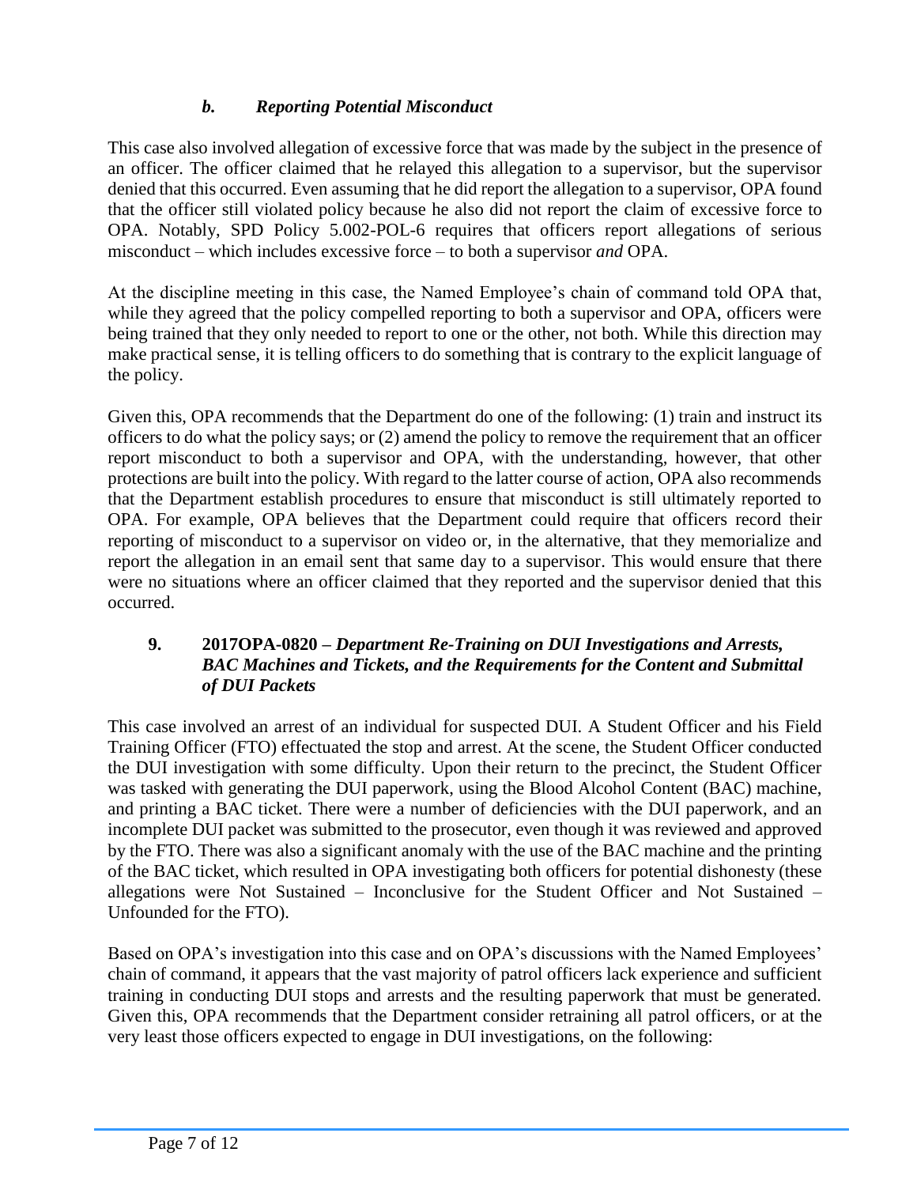### *b. Reporting Potential Misconduct*

This case also involved allegation of excessive force that was made by the subject in the presence of an officer. The officer claimed that he relayed this allegation to a supervisor, but the supervisor denied that this occurred. Even assuming that he did report the allegation to a supervisor, OPA found that the officer still violated policy because he also did not report the claim of excessive force to OPA. Notably, SPD Policy 5.002-POL-6 requires that officers report allegations of serious misconduct – which includes excessive force – to both a supervisor *and* OPA.

At the discipline meeting in this case, the Named Employee's chain of command told OPA that, while they agreed that the policy compelled reporting to both a supervisor and OPA, officers were being trained that they only needed to report to one or the other, not both. While this direction may make practical sense, it is telling officers to do something that is contrary to the explicit language of the policy.

Given this, OPA recommends that the Department do one of the following: (1) train and instruct its officers to do what the policy says; or (2) amend the policy to remove the requirement that an officer report misconduct to both a supervisor and OPA, with the understanding, however, that other protections are built into the policy. With regard to the latter course of action, OPA also recommends that the Department establish procedures to ensure that misconduct is still ultimately reported to OPA. For example, OPA believes that the Department could require that officers record their reporting of misconduct to a supervisor on video or, in the alternative, that they memorialize and report the allegation in an email sent that same day to a supervisor. This would ensure that there were no situations where an officer claimed that they reported and the supervisor denied that this occurred.

## 9. 2017OPA-0820 – *Department Re-Training on DUI Investigations and Arrests, BAC Machines and Tickets, and the Requirements for the Content and Submittal of DUI Packets*

This case involved an arrest of an individual for suspected DUI. A Student Officer and his Field Training Officer (FTO) effectuated the stop and arrest. At the scene, the Student Officer conducted the DUI investigation with some difficulty. Upon their return to the precinct, the Student Officer was tasked with generating the DUI paperwork, using the Blood Alcohol Content (BAC) machine, and printing a BAC ticket. There were a number of deficiencies with the DUI paperwork, and an incomplete DUI packet was submitted to the prosecutor, even though it was reviewed and approved by the FTO. There was also a significant anomaly with the use of the BAC machine and the printing of the BAC ticket, which resulted in OPA investigating both officers for potential dishonesty (these allegations were Not Sustained – Inconclusive for the Student Officer and Not Sustained – Unfounded for the FTO).

Based on OPA's investigation into this case and on OPA's discussions with the Named Employees' chain of command, it appears that the vast majority of patrol officers lack experience and sufficient training in conducting DUI stops and arrests and the resulting paperwork that must be generated. Given this, OPA recommends that the Department consider retraining all patrol officers, or at the very least those officers expected to engage in DUI investigations, on the following: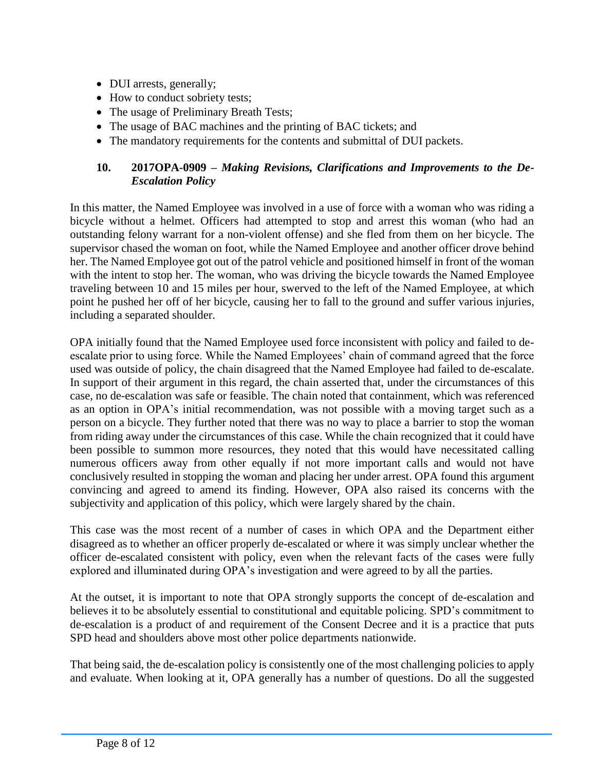- DUI arrests, generally;
- How to conduct sobriety tests;
- The usage of Preliminary Breath Tests;
- The usage of BAC machines and the printing of BAC tickets; and
- The mandatory requirements for the contents and submittal of DUI packets.

### 10. 2017OPA-0909 – *Making Revisions, Clarifications and Improvements to the De-Escalation Policy*

In this matter, the Named Employee was involved in a use of force with a woman who was riding a bicycle without a helmet. Officers had attempted to stop and arrest this woman (who had an outstanding felony warrant for a non-violent offense) and she fled from them on her bicycle. The supervisor chased the woman on foot, while the Named Employee and another officer drove behind her. The Named Employee got out of the patrol vehicle and positioned himself in front of the woman with the intent to stop her. The woman, who was driving the bicycle towards the Named Employee traveling between 10 and 15 miles per hour, swerved to the left of the Named Employee, at which point he pushed her off of her bicycle, causing her to fall to the ground and suffer various injuries, including a separated shoulder.

OPA initially found that the Named Employee used force inconsistent with policy and failed to de-escalate prior to using force. While the Named Employees' chain of command agreed that the force used was outside of policy, the chain disagreed that the Named Employee had failed to de-escalate. In support of their argument in this regard, the chain asserted that, under the circumstances of this case, no de-escalation was safe or feasible. The chain noted that containment, which was referenced as an option in OPA's initial recommendation, was not possible with a moving target such as a person on a bicycle. They further noted that there was no way to place a barrier to stop the woman from riding away under the circumstances of this case. While the chain recognized that it could have been possible to summon more resources, they noted that this would have necessitated calling numerous officers away from other equally if not more important calls and would not have conclusively resulted in stopping the woman and placing her under arrest. OPA found this argument convincing and agreed to amend its finding. However, OPA also raised its concerns with the subjectivity and application of this policy, which were largely shared by the chain.

This case was the most recent of a number of cases in which OPA and the Department either disagreed as to whether an officer properly de-escalated or where it was simply unclear whether the officer de-escalated consistent with policy, even when the relevant facts of the cases were fully explored and illuminated during OPA's investigation and were agreed to by all the parties.

At the outset, it is important to note that OPA strongly supports the concept of de-escalation and believes it to be absolutely essential to constitutional and equitable policing. SPD's commitment to de-escalation is a product of and requirement of the Consent Decree and it is a practice that puts SPD head and shoulders above most other police departments nationwide.

That being said, the de-escalation policy is consistently one of the most challenging policies to apply and evaluate. When looking at it, OPA generally has a number of questions. Do all the suggested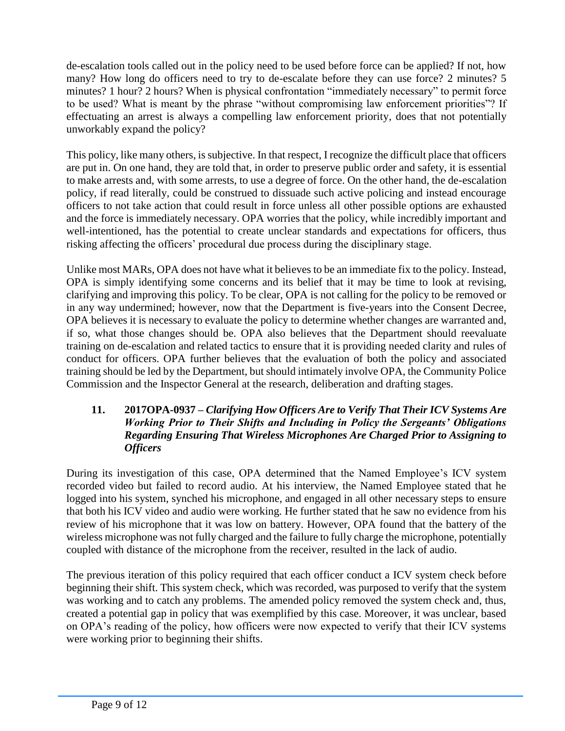de-escalation tools called out in the policy need to be used before force can be applied? If not, how many? How long do officers need to try to de-escalate before they can use force? 2 minutes? 5 minutes? 1 hour? 2 hours? When is physical confrontation "immediately necessary" to permit force to be used? What is meant by the phrase "without compromising law enforcement priorities"? If effectuating an arrest is always a compelling law enforcement priority, does that not potentially unworkably expand the policy?

This policy, like many others, is subjective. In that respect, I recognize the difficult place that officers are put in. On one hand, they are told that, in order to preserve public order and safety, it is essential to make arrests and, with some arrests, to use a degree of force. On the other hand, the de-escalation policy, if read literally, could be construed to dissuade such active policing and instead encourage officers to not take action that could result in force unless all other possible options are exhausted and the force is immediately necessary. OPA worries that the policy, while incredibly important and well-intentioned, has the potential to create unclear standards and expectations for officers, thus risking affecting the officers' procedural due process during the disciplinary stage.

Unlike most MARs, OPA does not have what it believes to be an immediate fix to the policy. Instead, OPA is simply identifying some concerns and its belief that it may be time to look at revising, clarifying and improving this policy. To be clear, OPA is not calling for the policy to be removed or in any way undermined; however, now that the Department is five-years into the Consent Decree, OPA believes it is necessary to evaluate the policy to determine whether changes are warranted and, if so, what those changes should be. OPA also believes that the Department should reevaluate training on de-escalation and related tactics to ensure that it is providing needed clarity and rules of conduct for officers. OPA further believes that the evaluation of both the policy and associated training should be led by the Department, but should intimately involve OPA, the Community Police Commission and the Inspector General at the research, deliberation and drafting stages.

### 11. 2017OPA-0937 – *Clarifying How Officers Are to Verify That Their ICV Systems Are Working Prior to Their Shifts and Including in Policy the Sergeants' Obligations Regarding Ensuring That Wireless Microphones Are Charged Prior to Assigning to Officers*

During its investigation of this case, OPA determined that the Named Employee's ICV system recorded video but failed to record audio. At his interview, the Named Employee stated that he logged into his system, synched his microphone, and engaged in all other necessary steps to ensure that both his ICV video and audio were working. He further stated that he saw no evidence from his review of his microphone that it was low on battery. However, OPA found that the battery of the wireless microphone was not fully charged and the failure to fully charge the microphone, potentially coupled with distance of the microphone from the receiver, resulted in the lack of audio.

The previous iteration of this policy required that each officer conduct a ICV system check before beginning their shift. This system check, which was recorded, was purposed to verify that the system was working and to catch any problems. The amended policy removed the system check and, thus, created a potential gap in policy that was exemplified by this case. Moreover, it was unclear, based on OPA's reading of the policy, how officers were now expected to verify that their ICV systems were working prior to beginning their shifts.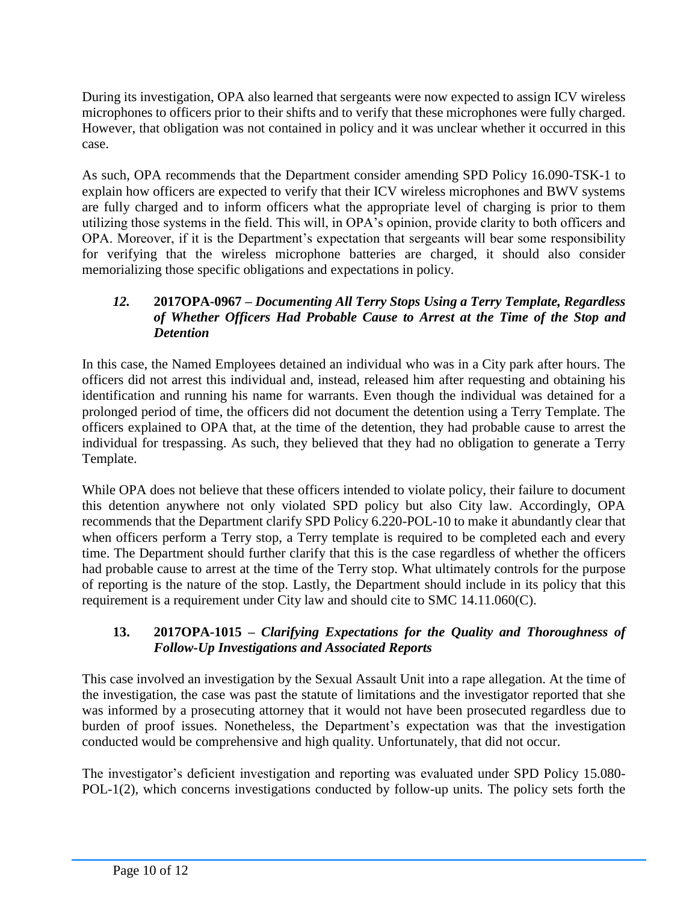During its investigation, OPA also learned that sergeants were now expected to assign ICV wireless microphones to officers prior to their shifts and to verify that these microphones were fully charged. However, that obligation was not contained in policy and it was unclear whether it occurred in this case.

As such, OPA recommends that the Department consider amending SPD Policy 16.090-TSK-1 to explain how officers are expected to verify that their ICV wireless microphones and BWV systems are fully charged and to inform officers what the appropriate level of charging is prior to them utilizing those systems in the field. This will, in OPA's opinion, provide clarity to both officers and OPA. Moreover, if it is the Department's expectation that sergeants will bear some responsibility for verifying that the wireless microphone batteries are charged, it should also consider memorializing those specific obligations and expectations in policy.

### *12.* **2017OPA-0967 –** ***Documenting All Terry Stops Using a Terry Template, Regardless of Whether Officers Had Probable Cause to Arrest at the Time of the Stop and Detention***

In this case, the Named Employees detained an individual who was in a City park after hours. The officers did not arrest this individual and, instead, released him after requesting and obtaining his identification and running his name for warrants. Even though the individual was detained for a prolonged period of time, the officers did not document the detention using a Terry Template. The officers explained to OPA that, at the time of the detention, they had probable cause to arrest the individual for trespassing. As such, they believed that they had no obligation to generate a Terry Template.

While OPA does not believe that these officers intended to violate policy, their failure to document this detention anywhere not only violated SPD policy but also City law. Accordingly, OPA recommends that the Department clarify SPD Policy 6.220-POL-10 to make it abundantly clear that when officers perform a Terry stop, a Terry template is required to be completed each and every time. The Department should further clarify that this is the case regardless of whether the officers had probable cause to arrest at the time of the Terry stop. What ultimately controls for the purpose of reporting is the nature of the stop. Lastly, the Department should include in its policy that this requirement is a requirement under City law and should cite to SMC 14.11.060(C).

### **13. 2017OPA-1015 –** ***Clarifying Expectations for the Quality and Thoroughness of Follow-Up Investigations and Associated Reports***

This case involved an investigation by the Sexual Assault Unit into a rape allegation. At the time of the investigation, the case was past the statute of limitations and the investigator reported that she was informed by a prosecuting attorney that it would not have been prosecuted regardless due to burden of proof issues. Nonetheless, the Department's expectation was that the investigation conducted would be comprehensive and high quality. Unfortunately, that did not occur.

The investigator's deficient investigation and reporting was evaluated under SPD Policy 15.080-POL-1(2), which concerns investigations conducted by follow-up units. The policy sets forth the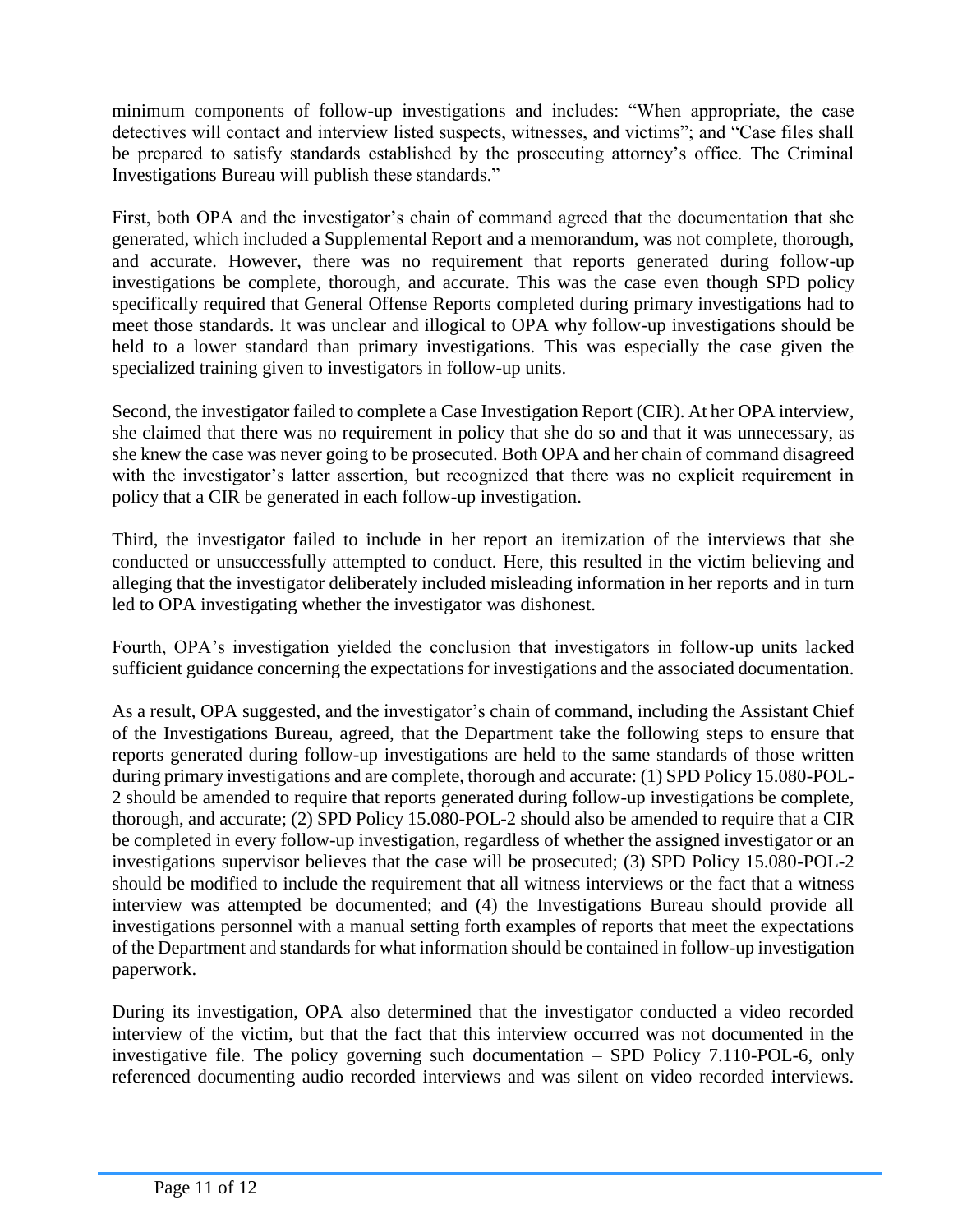minimum components of follow-up investigations and includes: "When appropriate, the case detectives will contact and interview listed suspects, witnesses, and victims"; and "Case files shall be prepared to satisfy standards established by the prosecuting attorney's office. The Criminal Investigations Bureau will publish these standards."

First, both OPA and the investigator's chain of command agreed that the documentation that she generated, which included a Supplemental Report and a memorandum, was not complete, thorough, and accurate. However, there was no requirement that reports generated during follow-up investigations be complete, thorough, and accurate. This was the case even though SPD policy specifically required that General Offense Reports completed during primary investigations had to meet those standards. It was unclear and illogical to OPA why follow-up investigations should be held to a lower standard than primary investigations. This was especially the case given the specialized training given to investigators in follow-up units.

Second, the investigator failed to complete a Case Investigation Report (CIR). At her OPA interview, she claimed that there was no requirement in policy that she do so and that it was unnecessary, as she knew the case was never going to be prosecuted. Both OPA and her chain of command disagreed with the investigator's latter assertion, but recognized that there was no explicit requirement in policy that a CIR be generated in each follow-up investigation.

Third, the investigator failed to include in her report an itemization of the interviews that she conducted or unsuccessfully attempted to conduct. Here, this resulted in the victim believing and alleging that the investigator deliberately included misleading information in her reports and in turn led to OPA investigating whether the investigator was dishonest.

Fourth, OPA's investigation yielded the conclusion that investigators in follow-up units lacked sufficient guidance concerning the expectations for investigations and the associated documentation.

As a result, OPA suggested, and the investigator's chain of command, including the Assistant Chief of the Investigations Bureau, agreed, that the Department take the following steps to ensure that reports generated during follow-up investigations are held to the same standards of those written during primary investigations and are complete, thorough and accurate: (1) SPD Policy 15.080-POL-2 should be amended to require that reports generated during follow-up investigations be complete, thorough, and accurate; (2) SPD Policy 15.080-POL-2 should also be amended to require that a CIR be completed in every follow-up investigation, regardless of whether the assigned investigator or an investigations supervisor believes that the case will be prosecuted; (3) SPD Policy 15.080-POL-2 should be modified to include the requirement that all witness interviews or the fact that a witness interview was attempted be documented; and (4) the Investigations Bureau should provide all investigations personnel with a manual setting forth examples of reports that meet the expectations of the Department and standards for what information should be contained in follow-up investigation paperwork.

During its investigation, OPA also determined that the investigator conducted a video recorded interview of the victim, but that the fact that this interview occurred was not documented in the investigative file. The policy governing such documentation – SPD Policy 7.110-POL-6, only referenced documenting audio recorded interviews and was silent on video recorded interviews.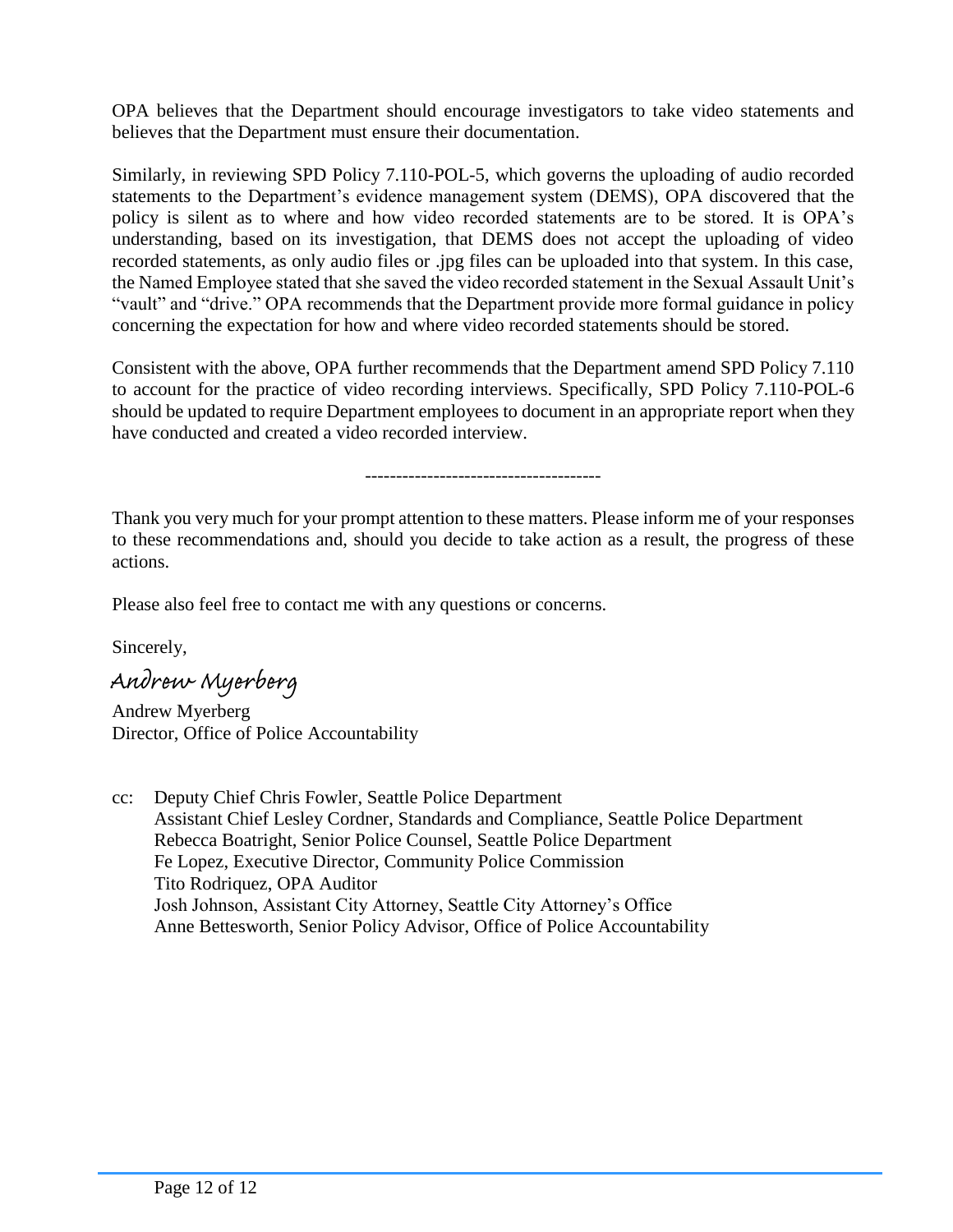OPA believes that the Department should encourage investigators to take video statements and believes that the Department must ensure their documentation.

Similarly, in reviewing SPD Policy 7.110-POL-5, which governs the uploading of audio recorded statements to the Department's evidence management system (DEMS), OPA discovered that the policy is silent as to where and how video recorded statements are to be stored. It is OPA's understanding, based on its investigation, that DEMS does not accept the uploading of video recorded statements, as only audio files or .jpg files can be uploaded into that system. In this case, the Named Employee stated that she saved the video recorded statement in the Sexual Assault Unit's "vault" and "drive." OPA recommends that the Department provide more formal guidance in policy concerning the expectation for how and where video recorded statements should be stored.

Consistent with the above, OPA further recommends that the Department amend SPD Policy 7.110 to account for the practice of video recording interviews. Specifically, SPD Policy 7.110-POL-6 should be updated to require Department employees to document in an appropriate report when they have conducted and created a video recorded interview.

-------------------------------------

Thank you very much for your prompt attention to these matters. Please inform me of your responses to these recommendations and, should you decide to take action as a result, the progress of these actions.

Please also feel free to contact me with any questions or concerns.

Sincerely,

*Andrew Myerberg*

Andrew Myerberg
Director, Office of Police Accountability

cc: Deputy Chief Chris Fowler, Seattle Police Department
Assistant Chief Lesley Cordner, Standards and Compliance, Seattle Police Department
Rebecca Boatright, Senior Police Counsel, Seattle Police Department
Fe Lopez, Executive Director, Community Police Commission
Tito Rodriquez, OPA Auditor
Josh Johnson, Assistant City Attorney, Seattle City Attorney's Office
Anne Bettesworth, Senior Policy Advisor, Office of Police Accountability